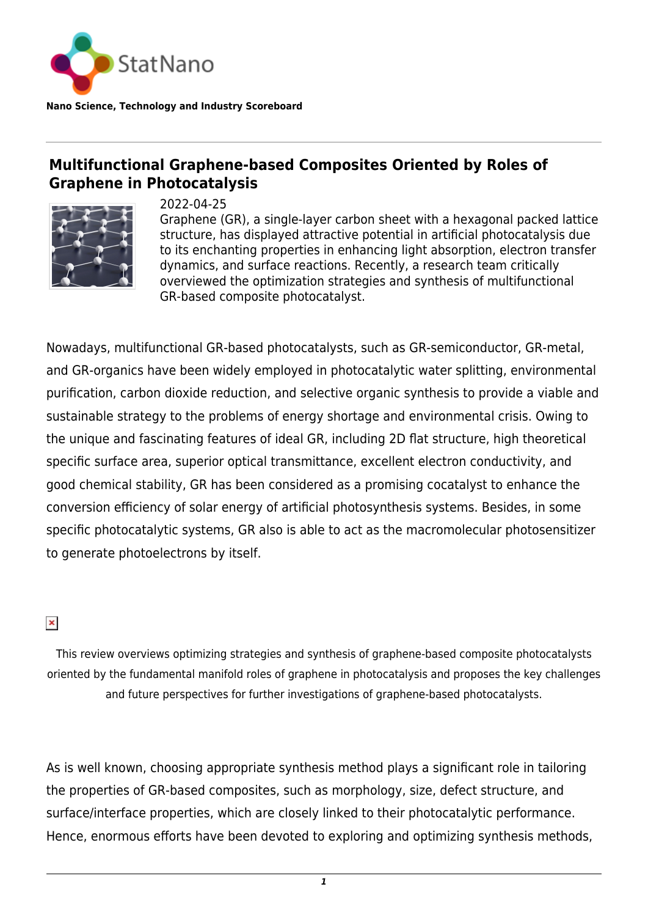StatNano

**Nano Science, Technology and Industry Scoreboard**

# Multifunctional Graphene-based Composites Oriented by Roles of Graphene in Photocatalysis

2022-04-25

Graphene (GR), a single-layer carbon sheet with a hexagonal packed lattice structure, has displayed attractive potential in artificial photocatalysis due to its enchanting properties in enhancing light absorption, electron transfer dynamics, and surface reactions. Recently, a research team critically overviewed the optimization strategies and synthesis of multifunctional GR-based composite photocatalyst.

Nowadays, multifunctional GR-based photocatalysts, such as GR-semiconductor, GR-metal, and GR-organics have been widely employed in photocatalytic water splitting, environmental purification, carbon dioxide reduction, and selective organic synthesis to provide a viable and sustainable strategy to the problems of energy shortage and environmental crisis. Owing to the unique and fascinating features of ideal GR, including 2D flat structure, high theoretical specific surface area, superior optical transmittance, excellent electron conductivity, and good chemical stability, GR has been considered as a promising cocatalyst to enhance the conversion efficiency of solar energy of artificial photosynthesis systems. Besides, in some specific photocatalytic systems, GR also is able to act as the macromolecular photosensitizer to generate photoelectrons by itself.

This review overviews optimizing strategies and synthesis of graphene-based composite photocatalysts oriented by the fundamental manifold roles of graphene in photocatalysis and proposes the key challenges and future perspectives for further investigations of graphene-based photocatalysts.

As is well known, choosing appropriate synthesis method plays a significant role in tailoring the properties of GR-based composites, such as morphology, size, defect structure, and surface/interface properties, which are closely linked to their photocatalytic performance. Hence, enormous efforts have been devoted to exploring and optimizing synthesis methods,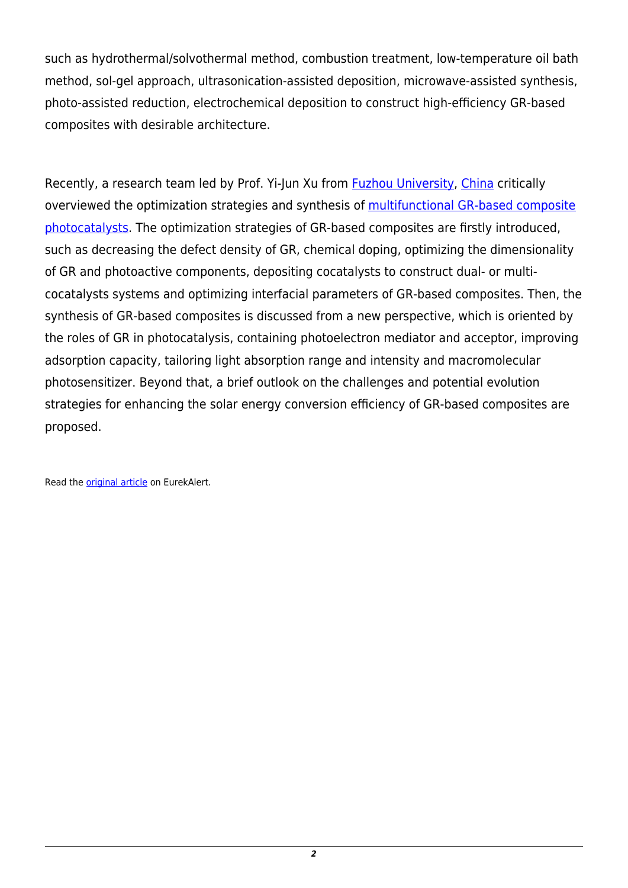such as hydrothermal/solvothermal method, combustion treatment, low-temperature oil bath method, sol-gel approach, ultrasonication-assisted deposition, microwave-assisted synthesis, photo-assisted reduction, electrochemical deposition to construct high-efficiency GR-based composites with desirable architecture.

Recently, a research team led by Prof. Yi-Jun Xu from Fuzhou University, China critically overviewed the optimization strategies and synthesis of multifunctional GR-based composite photocatalysts. The optimization strategies of GR-based composites are firstly introduced, such as decreasing the defect density of GR, chemical doping, optimizing the dimensionality of GR and photoactive components, depositing cocatalysts to construct dual- or multi-cocatalysts systems and optimizing interfacial parameters of GR-based composites. Then, the synthesis of GR-based composites is discussed from a new perspective, which is oriented by the roles of GR in photocatalysis, containing photoelectron mediator and acceptor, improving adsorption capacity, tailoring light absorption range and intensity and macromolecular photosensitizer. Beyond that, a brief outlook on the challenges and potential evolution strategies for enhancing the solar energy conversion efficiency of GR-based composites are proposed.

Read the original article on EurekAlert.